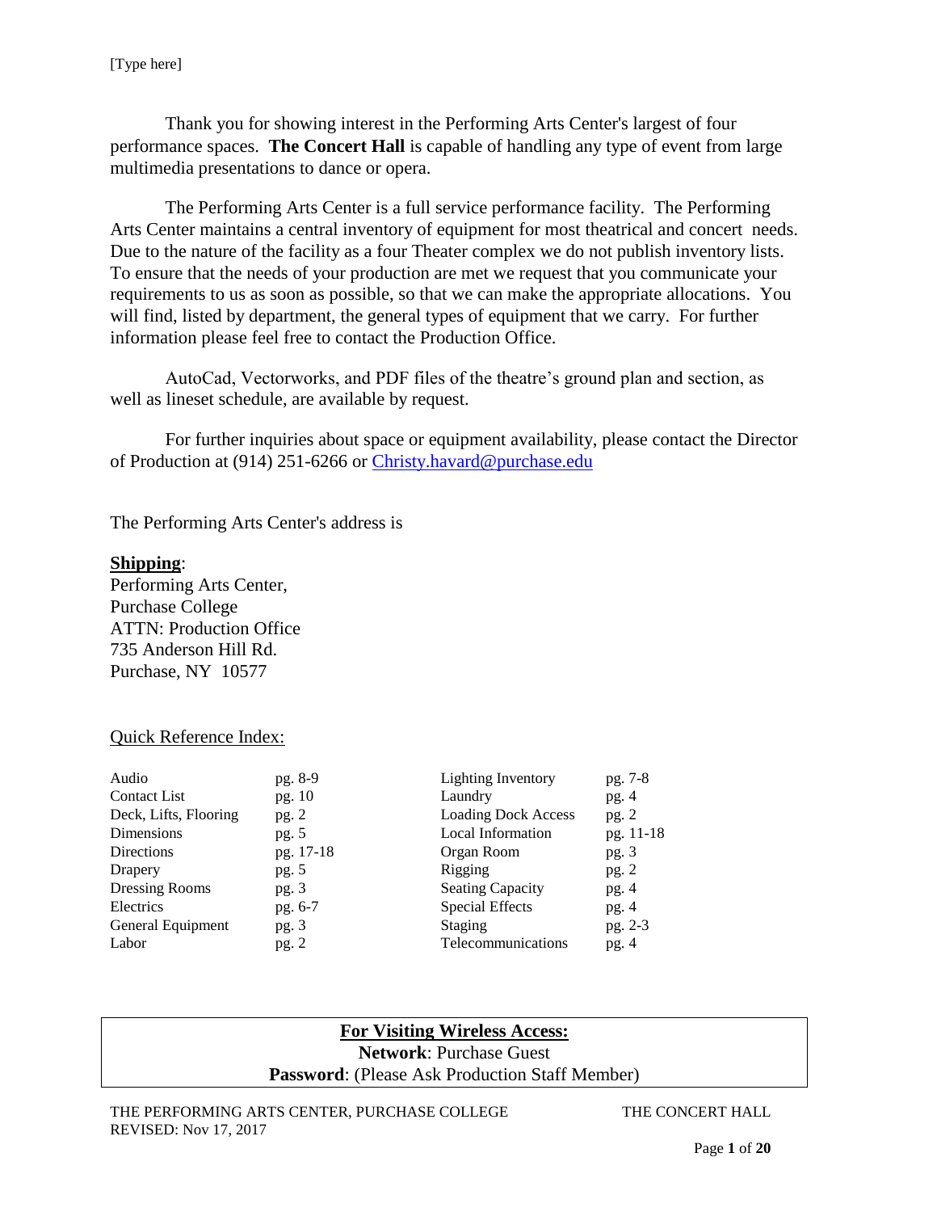[Type here]

Thank you for showing interest in the Performing Arts Center's largest of four performance spaces. **The Concert Hall** is capable of handling any type of event from large multimedia presentations to dance or opera.

The Performing Arts Center is a full service performance facility. The Performing Arts Center maintains a central inventory of equipment for most theatrical and concert needs. Due to the nature of the facility as a four Theater complex we do not publish inventory lists. To ensure that the needs of your production are met we request that you communicate your requirements to us as soon as possible, so that we can make the appropriate allocations. You will find, listed by department, the general types of equipment that we carry. For further information please feel free to contact the Production Office.

AutoCad, Vectorworks, and PDF files of the theatre's ground plan and section, as well as lineset schedule, are available by request.

For further inquiries about space or equipment availability, please contact the Director of Production at (914) 251-6266 or [Christy.havard@purchase.edu](mailto:Christy.havard@purchase.edu)

The Performing Arts Center's address is

**Shipping**:
Performing Arts Center,
Purchase College
ATTN: Production Office
735 Anderson Hill Rd.
Purchase, NY 10577

Quick Reference Index:

| | | | |
|---|---|---|---|
| Audio | pg. 8-9 | Lighting Inventory | pg. 7-8 |
| Contact List | pg. 10 | Laundry | pg. 4 |
| Deck, Lifts, Flooring | pg. 2 | Loading Dock Access | pg. 2 |
| Dimensions | pg. 5 | Local Information | pg. 11-18 |
| Directions | pg. 17-18 | Organ Room | pg. 3 |
| Drapery | pg. 5 | Rigging | pg. 2 |
| Dressing Rooms | pg. 3 | Seating Capacity | pg. 4 |
| Electrics | pg. 6-7 | Special Effects | pg. 4 |
| General Equipment | pg. 3 | Staging | pg. 2-3 |
| Labor | pg. 2 | Telecommunications | pg. 4 |

**For Visiting Wireless Access:**
**Network**: Purchase Guest
**Password**: (Please Ask Production Staff Member)

THE PERFORMING ARTS CENTER, PURCHASE COLLEGE — THE CONCERT HALL
REVISED: Nov 17, 2017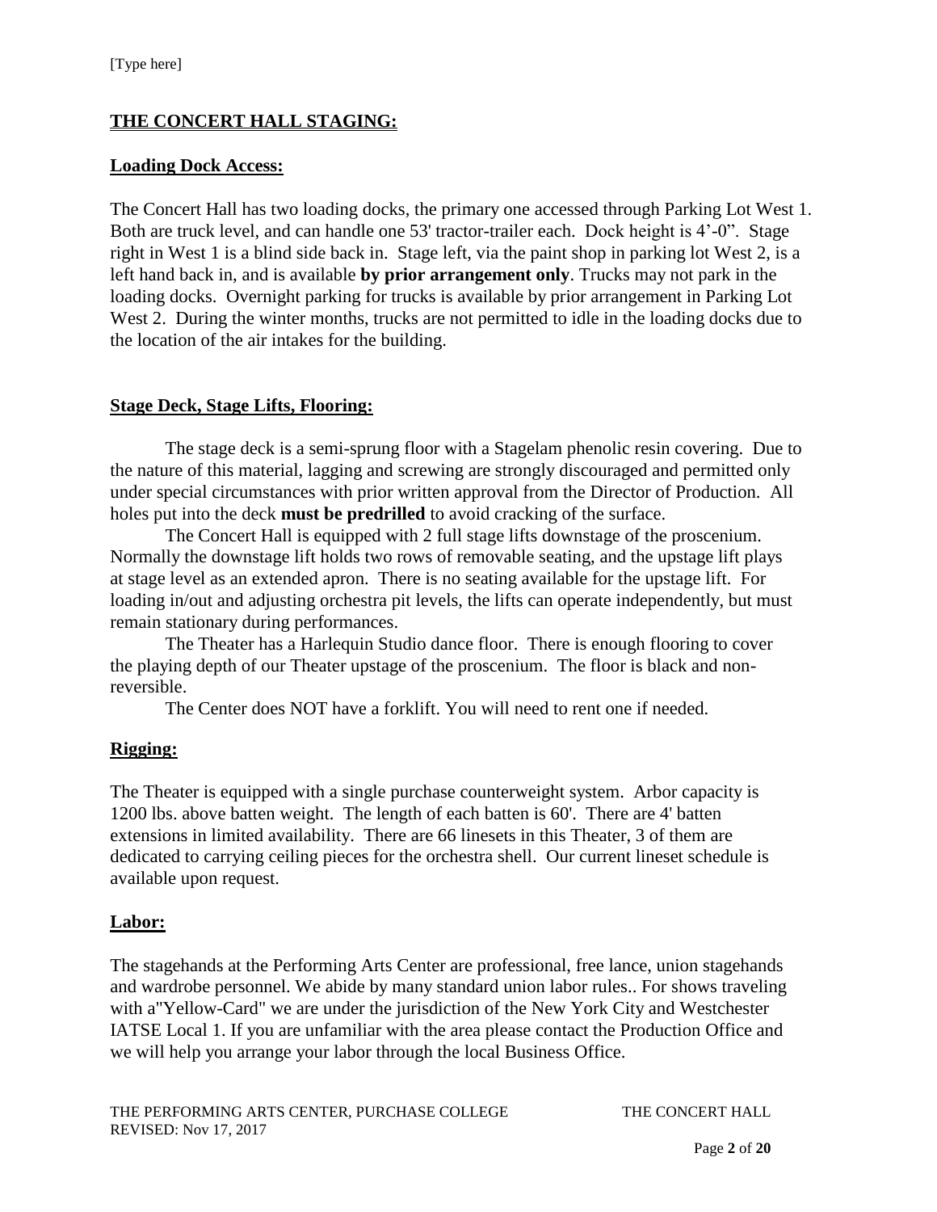## THE CONCERT HALL STAGING:

### Loading Dock Access:

The Concert Hall has two loading docks, the primary one accessed through Parking Lot West 1. Both are truck level, and can handle one 53' tractor-trailer each. Dock height is 4'-0". Stage right in West 1 is a blind side back in. Stage left, via the paint shop in parking lot West 2, is a left hand back in, and is available **by prior arrangement only**. Trucks may not park in the loading docks. Overnight parking for trucks is available by prior arrangement in Parking Lot West 2. During the winter months, trucks are not permitted to idle in the loading docks due to the location of the air intakes for the building.

### Stage Deck, Stage Lifts, Flooring:

The stage deck is a semi-sprung floor with a Stagelam phenolic resin covering. Due to the nature of this material, lagging and screwing are strongly discouraged and permitted only under special circumstances with prior written approval from the Director of Production. All holes put into the deck **must be predrilled** to avoid cracking of the surface.

The Concert Hall is equipped with 2 full stage lifts downstage of the proscenium. Normally the downstage lift holds two rows of removable seating, and the upstage lift plays at stage level as an extended apron. There is no seating available for the upstage lift. For loading in/out and adjusting orchestra pit levels, the lifts can operate independently, but must remain stationary during performances.

The Theater has a Harlequin Studio dance floor. There is enough flooring to cover the playing depth of our Theater upstage of the proscenium. The floor is black and non-reversible.

The Center does NOT have a forklift. You will need to rent one if needed.

### Rigging:

The Theater is equipped with a single purchase counterweight system. Arbor capacity is 1200 lbs. above batten weight. The length of each batten is 60'. There are 4' batten extensions in limited availability. There are 66 linesets in this Theater, 3 of them are dedicated to carrying ceiling pieces for the orchestra shell. Our current lineset schedule is available upon request.

### Labor:

The stagehands at the Performing Arts Center are professional, free lance, union stagehands and wardrobe personnel. We abide by many standard union labor rules.. For shows traveling with a"Yellow-Card" we are under the jurisdiction of the New York City and Westchester IATSE Local 1. If you are unfamiliar with the area please contact the Production Office and we will help you arrange your labor through the local Business Office.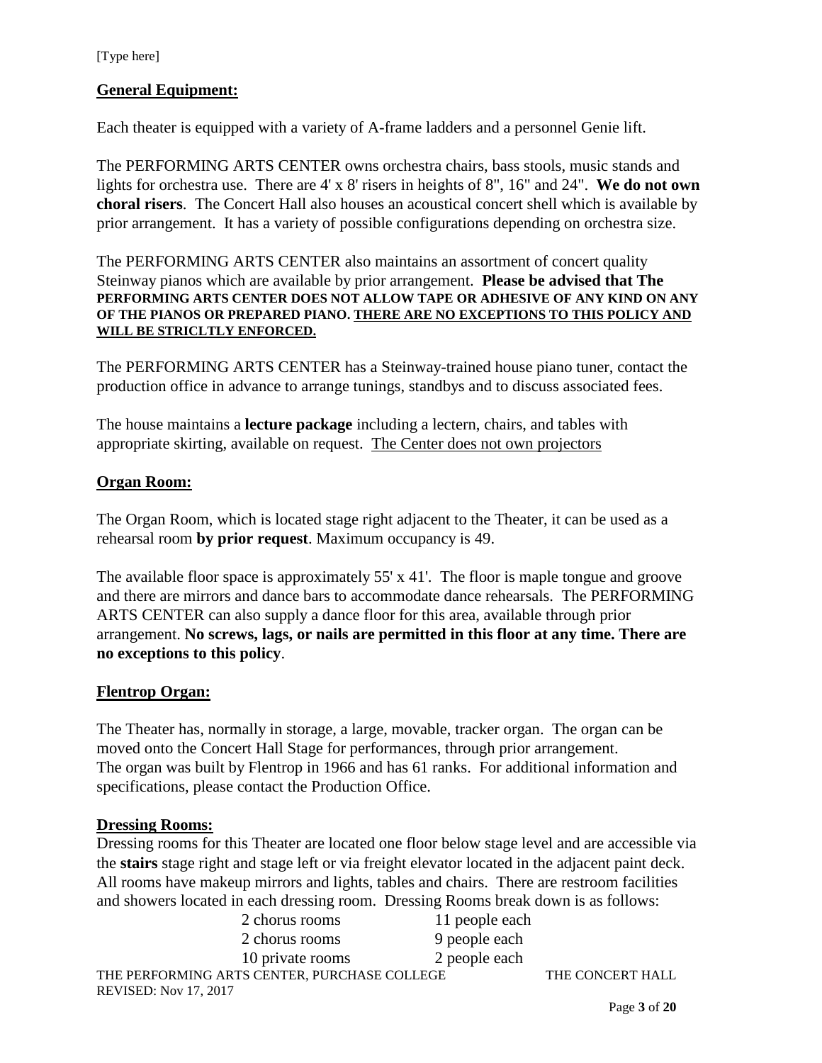## General Equipment:

Each theater is equipped with a variety of A-frame ladders and a personnel Genie lift.

The PERFORMING ARTS CENTER owns orchestra chairs, bass stools, music stands and lights for orchestra use. There are 4' x 8' risers in heights of 8", 16" and 24". **We do not own choral risers**. The Concert Hall also houses an acoustical concert shell which is available by prior arrangement. It has a variety of possible configurations depending on orchestra size.

The PERFORMING ARTS CENTER also maintains an assortment of concert quality Steinway pianos which are available by prior arrangement. **Please be advised that The PERFORMING ARTS CENTER DOES NOT ALLOW TAPE OR ADHESIVE OF ANY KIND ON ANY OF THE PIANOS OR PREPARED PIANO. <u>THERE ARE NO EXCEPTIONS TO THIS POLICY AND WILL BE STRICLTLY ENFORCED.</u>**

The PERFORMING ARTS CENTER has a Steinway-trained house piano tuner, contact the production office in advance to arrange tunings, standbys and to discuss associated fees.

The house maintains a **lecture package** including a lectern, chairs, and tables with appropriate skirting, available on request. <u>The Center does not own projectors</u>

## Organ Room:

The Organ Room, which is located stage right adjacent to the Theater, it can be used as a rehearsal room **by prior request**. Maximum occupancy is 49.

The available floor space is approximately 55' x 41'. The floor is maple tongue and groove and there are mirrors and dance bars to accommodate dance rehearsals. The PERFORMING ARTS CENTER can also supply a dance floor for this area, available through prior arrangement. **No screws, lags, or nails are permitted in this floor at any time. There are no exceptions to this policy**.

## Flentrop Organ:

The Theater has, normally in storage, a large, movable, tracker organ. The organ can be moved onto the Concert Hall Stage for performances, through prior arrangement. The organ was built by Flentrop in 1966 and has 61 ranks. For additional information and specifications, please contact the Production Office.

## Dressing Rooms:

Dressing rooms for this Theater are located one floor below stage level and are accessible via the **stairs** stage right and stage left or via freight elevator located in the adjacent paint deck. All rooms have makeup mirrors and lights, tables and chairs. There are restroom facilities and showers located in each dressing room. Dressing Rooms break down is as follows:

| | |
|---|---|
| 2 chorus rooms | 11 people each |
| 2 chorus rooms | 9 people each |
| 10 private rooms | 2 people each |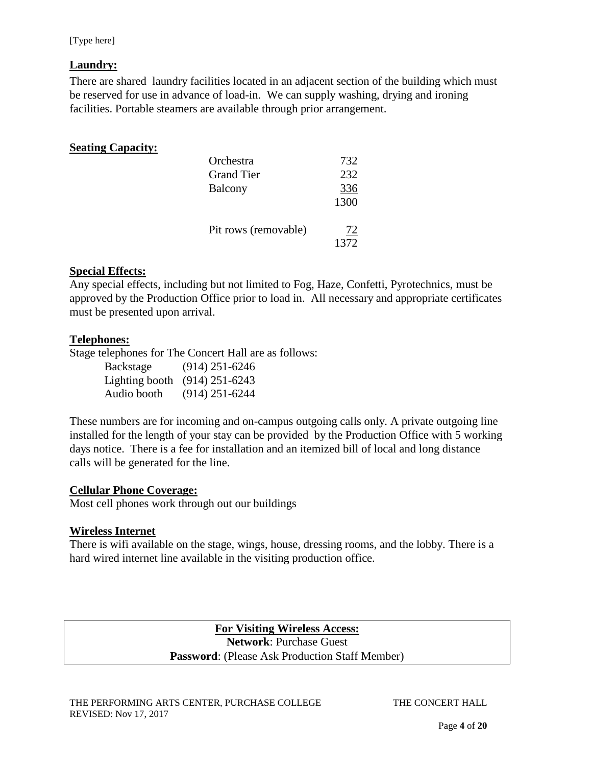## Laundry:

There are shared laundry facilities located in an adjacent section of the building which must be reserved for use in advance of load-in. We can supply washing, drying and ironing facilities. Portable steamers are available through prior arrangement.

## Seating Capacity:

| Section | Seats |
|---|---|
| Orchestra | 732 |
| Grand Tier | 232 |
| Balcony | 336 |
| | 1300 |
| Pit rows (removable) | 72 |
| | 1372 |

## Special Effects:

Any special effects, including but not limited to Fog, Haze, Confetti, Pyrotechnics, must be approved by the Production Office prior to load in. All necessary and appropriate certificates must be presented upon arrival.

## Telephones:

Stage telephones for The Concert Hall are as follows:

| Location | Phone |
|---|---|
| Backstage | (914) 251-6246 |
| Lighting booth | (914) 251-6243 |
| Audio booth | (914) 251-6244 |

These numbers are for incoming and on-campus outgoing calls only. A private outgoing line installed for the length of your stay can be provided by the Production Office with 5 working days notice. There is a fee for installation and an itemized bill of local and long distance calls will be generated for the line.

## Cellular Phone Coverage:

Most cell phones work through out our buildings

## Wireless Internet

There is wifi available on the stage, wings, house, dressing rooms, and the lobby. There is a hard wired internet line available in the visiting production office.

**For Visiting Wireless Access:**

**Network**: Purchase Guest

**Password**: (Please Ask Production Staff Member)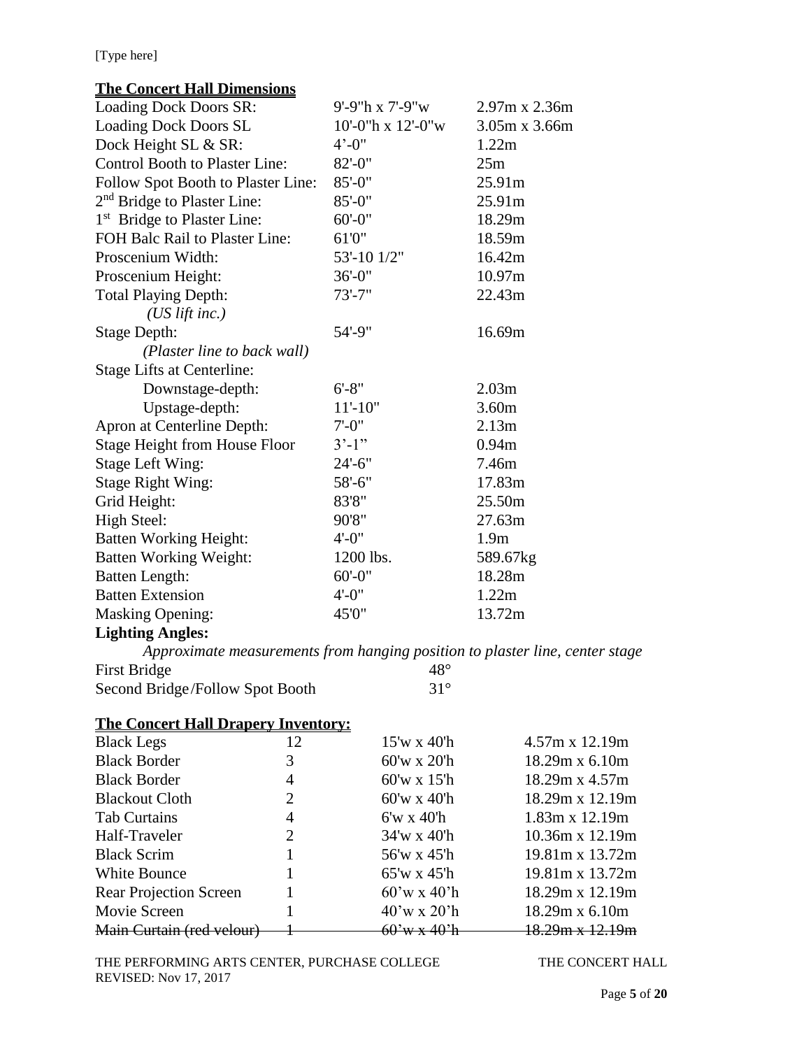## The Concert Hall Dimensions

| | | |
|---|---|---|
| Loading Dock Doors SR: | 9'-9"h x 7'-9"w | 2.97m x 2.36m |
| Loading Dock Doors SL | 10'-0"h x 12'-0"w | 3.05m x 3.66m |
| Dock Height SL & SR: | 4'-0" | 1.22m |
| Control Booth to Plaster Line: | 82'-0" | 25m |
| Follow Spot Booth to Plaster Line: | 85'-0" | 25.91m |
| 2nd Bridge to Plaster Line: | 85'-0" | 25.91m |
| 1st Bridge to Plaster Line: | 60'-0" | 18.29m |
| FOH Balc Rail to Plaster Line: | 61'0" | 18.59m |
| Proscenium Width: | 53'-10 1/2" | 16.42m |
| Proscenium Height: | 36'-0" | 10.97m |
| Total Playing Depth: *(US lift inc.)* | 73'-7" | 22.43m |
| Stage Depth: *(Plaster line to back wall)* | 54'-9" | 16.69m |
| Stage Lifts at Centerline: | | |
| Downstage-depth: | 6'-8" | 2.03m |
| Upstage-depth: | 11'-10" | 3.60m |
| Apron at Centerline Depth: | 7'-0" | 2.13m |
| Stage Height from House Floor | 3'-1" | 0.94m |
| Stage Left Wing: | 24'-6" | 7.46m |
| Stage Right Wing: | 58'-6" | 17.83m |
| Grid Height: | 83'8" | 25.50m |
| High Steel: | 90'8" | 27.63m |
| Batten Working Height: | 4'-0" | 1.9m |
| Batten Working Weight: | 1200 lbs. | 589.67kg |
| Batten Length: | 60'-0" | 18.28m |
| Batten Extension | 4'-0" | 1.22m |
| Masking Opening: | 45'0" | 13.72m |

**Lighting Angles:**

*Approximate measurements from hanging position to plaster line, center stage*

| | |
|---|---|
| First Bridge | 48° |
| Second Bridge/Follow Spot Booth | 31° |

## The Concert Hall Drapery Inventory:

| | | | |
|---|---|---|---|
| Black Legs | 12 | 15'w x 40'h | 4.57m x 12.19m |
| Black Border | 3 | 60'w x 20'h | 18.29m x 6.10m |
| Black Border | 4 | 60'w x 15'h | 18.29m x 4.57m |
| Blackout Cloth | 2 | 60'w x 40'h | 18.29m x 12.19m |
| Tab Curtains | 4 | 6'w x 40'h | 1.83m x 12.19m |
| Half-Traveler | 2 | 34'w x 40'h | 10.36m x 12.19m |
| Black Scrim | 1 | 56'w x 45'h | 19.81m x 13.72m |
| White Bounce | 1 | 65'w x 45'h | 19.81m x 13.72m |
| Rear Projection Screen | 1 | 60'w x 40'h | 18.29m x 12.19m |
| Movie Screen | 1 | 40'w x 20'h | 18.29m x 6.10m |
| ~~Main Curtain (red velour)~~ | ~~1~~ | ~~60'w x 40'h~~ | ~~18.29m x 12.19m~~ |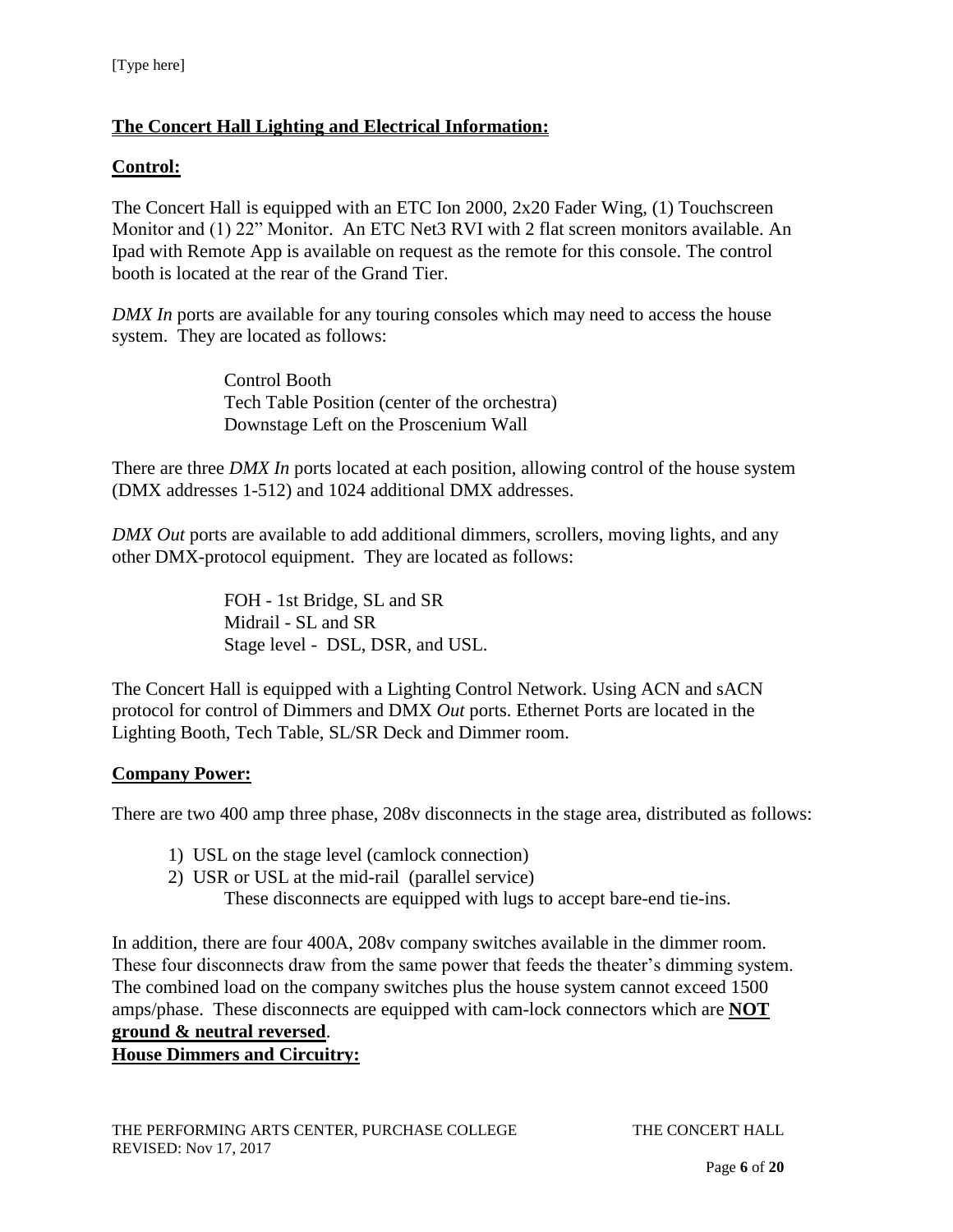## **The Concert Hall Lighting and Electrical Information:**

### **Control:**

The Concert Hall is equipped with an ETC Ion 2000, 2x20 Fader Wing, (1) Touchscreen Monitor and (1) 22" Monitor. An ETC Net3 RVI with 2 flat screen monitors available. An Ipad with Remote App is available on request as the remote for this console. The control booth is located at the rear of the Grand Tier.

*DMX In* ports are available for any touring consoles which may need to access the house system. They are located as follows:

> Control Booth
> Tech Table Position (center of the orchestra)
> Downstage Left on the Proscenium Wall

There are three *DMX In* ports located at each position, allowing control of the house system (DMX addresses 1-512) and 1024 additional DMX addresses.

*DMX Out* ports are available to add additional dimmers, scrollers, moving lights, and any other DMX-protocol equipment. They are located as follows:

> FOH - 1st Bridge, SL and SR
> Midrail - SL and SR
> Stage level - DSL, DSR, and USL.

The Concert Hall is equipped with a Lighting Control Network. Using ACN and sACN protocol for control of Dimmers and DMX *Out* ports. Ethernet Ports are located in the Lighting Booth, Tech Table, SL/SR Deck and Dimmer room.

### **Company Power:**

There are two 400 amp three phase, 208v disconnects in the stage area, distributed as follows:

1) USL on the stage level (camlock connection)
2) USR or USL at the mid-rail (parallel service)
   These disconnects are equipped with lugs to accept bare-end tie-ins.

In addition, there are four 400A, 208v company switches available in the dimmer room. These four disconnects draw from the same power that feeds the theater's dimming system. The combined load on the company switches plus the house system cannot exceed 1500 amps/phase. These disconnects are equipped with cam-lock connectors which are **NOT ground & neutral reversed**.

### **House Dimmers and Circuitry:**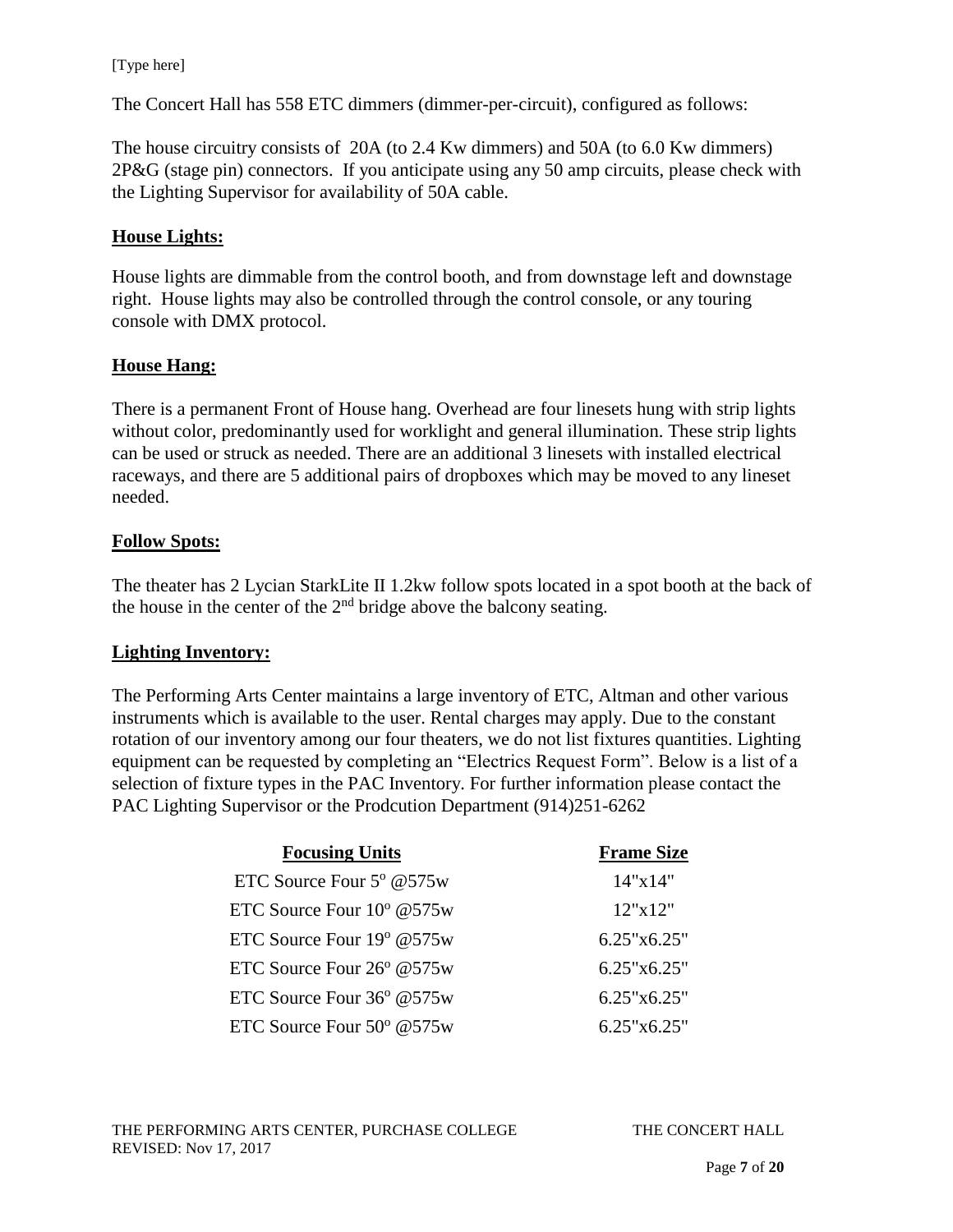The Concert Hall has 558 ETC dimmers (dimmer-per-circuit), configured as follows:

The house circuitry consists of 20A (to 2.4 Kw dimmers) and 50A (to 6.0 Kw dimmers) 2P&G (stage pin) connectors. If you anticipate using any 50 amp circuits, please check with the Lighting Supervisor for availability of 50A cable.

## House Lights:

House lights are dimmable from the control booth, and from downstage left and downstage right. House lights may also be controlled through the control console, or any touring console with DMX protocol.

## House Hang:

There is a permanent Front of House hang. Overhead are four linesets hung with strip lights without color, predominantly used for worklight and general illumination. These strip lights can be used or struck as needed. There are an additional 3 linesets with installed electrical raceways, and there are 5 additional pairs of dropboxes which may be moved to any lineset needed.

## Follow Spots:

The theater has 2 Lycian StarkLite II 1.2kw follow spots located in a spot booth at the back of the house in the center of the 2nd bridge above the balcony seating.

## Lighting Inventory:

The Performing Arts Center maintains a large inventory of ETC, Altman and other various instruments which is available to the user. Rental charges may apply. Due to the constant rotation of our inventory among our four theaters, we do not list fixtures quantities. Lighting equipment can be requested by completing an "Electrics Request Form". Below is a list of a selection of fixture types in the PAC Inventory. For further information please contact the PAC Lighting Supervisor or the Prodcution Department (914)251-6262

| Focusing Units | Frame Size |
|---|---|
| ETC Source Four 5º @575w | 14"x14" |
| ETC Source Four 10º @575w | 12"x12" |
| ETC Source Four 19º @575w | 6.25"x6.25" |
| ETC Source Four 26º @575w | 6.25"x6.25" |
| ETC Source Four 36º @575w | 6.25"x6.25" |
| ETC Source Four 50º @575w | 6.25"x6.25" |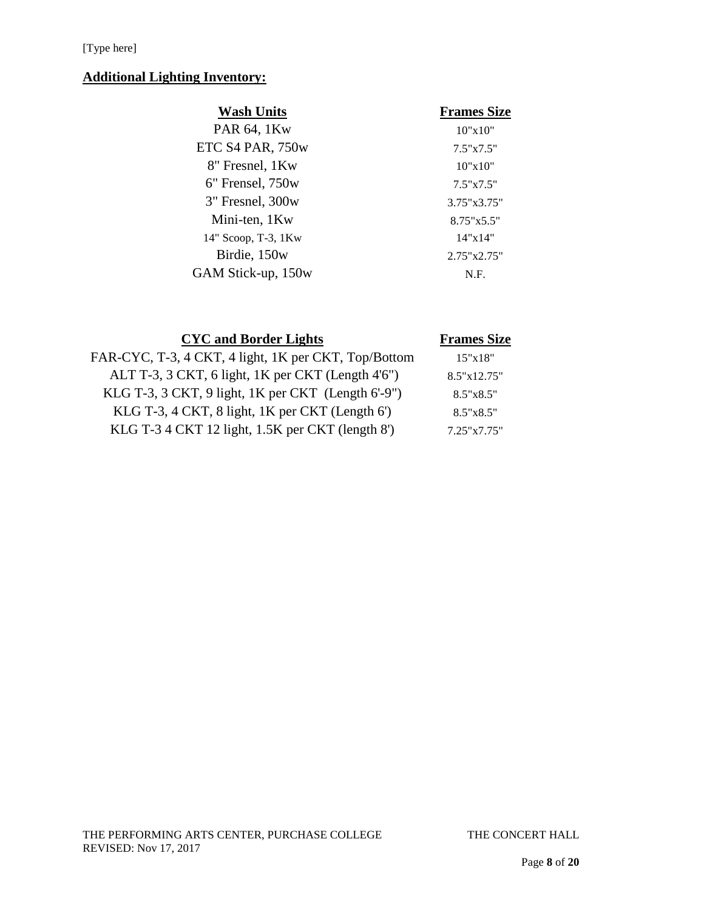## Additional Lighting Inventory:

| Wash Units | Frames Size |
|---|---|
| PAR 64, 1Kw | 10"x10" |
| ETC S4 PAR, 750w | 7.5"x7.5" |
| 8" Fresnel, 1Kw | 10"x10" |
| 6" Frensel, 750w | 7.5"x7.5" |
| 3" Fresnel, 300w | 3.75"x3.75" |
| Mini-ten, 1Kw | 8.75"x5.5" |
| 14" Scoop, T-3, 1Kw | 14"x14" |
| Birdie, 150w | 2.75"x2.75" |
| GAM Stick-up, 150w | N.F. |

| CYC and Border Lights | Frames Size |
|---|---|
| FAR-CYC, T-3, 4 CKT, 4 light, 1K per CKT, Top/Bottom | 15"x18" |
| ALT T-3, 3 CKT, 6 light, 1K per CKT (Length 4'6") | 8.5"x12.75" |
| KLG T-3, 3 CKT, 9 light, 1K per CKT (Length 6'-9") | 8.5"x8.5" |
| KLG T-3, 4 CKT, 8 light, 1K per CKT (Length 6') | 8.5"x8.5" |
| KLG T-3 4 CKT 12 light, 1.5K per CKT (length 8') | 7.25"x7.75" |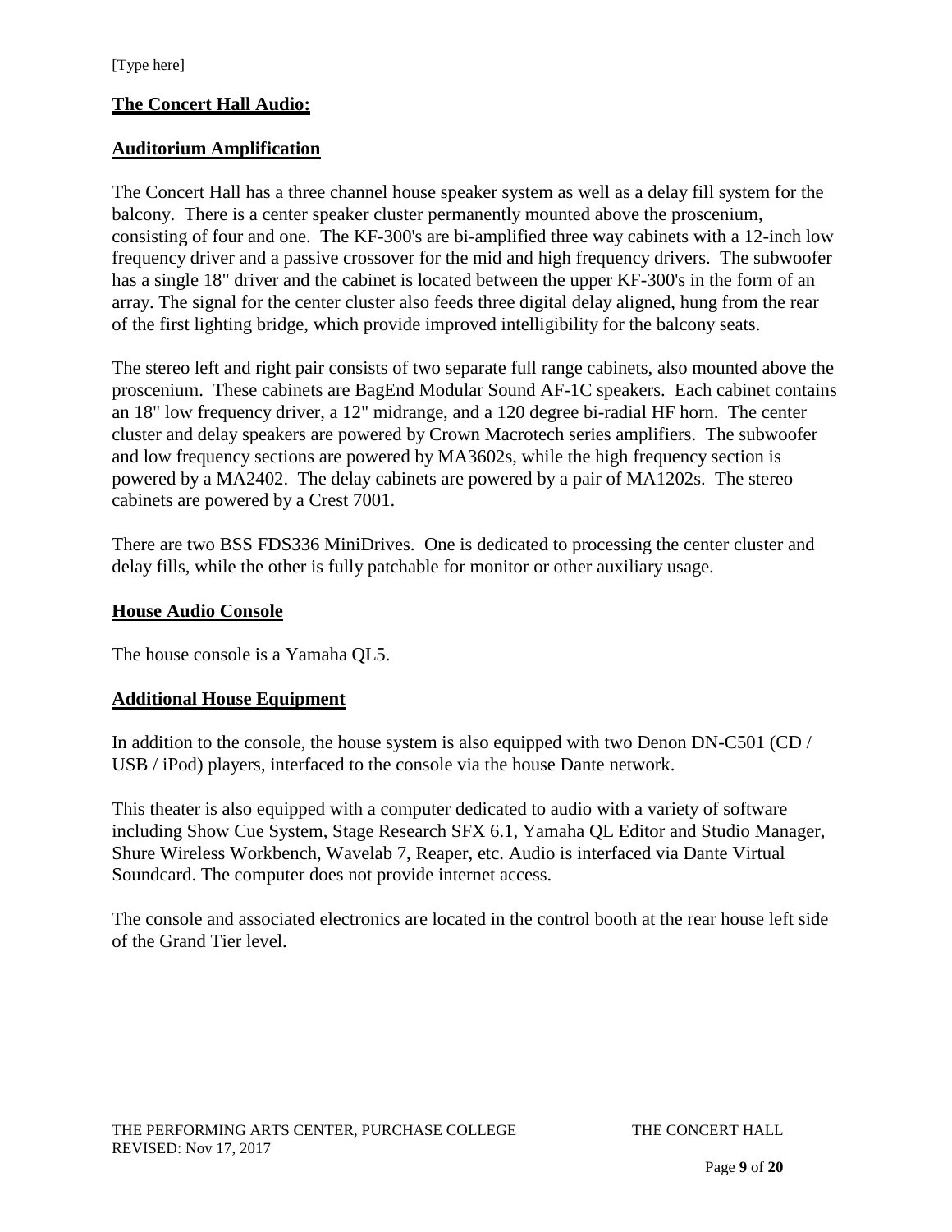## The Concert Hall Audio:

### Auditorium Amplification

The Concert Hall has a three channel house speaker system as well as a delay fill system for the balcony. There is a center speaker cluster permanently mounted above the proscenium, consisting of four and one. The KF-300's are bi-amplified three way cabinets with a 12-inch low frequency driver and a passive crossover for the mid and high frequency drivers. The subwoofer has a single 18" driver and the cabinet is located between the upper KF-300's in the form of an array. The signal for the center cluster also feeds three digital delay aligned, hung from the rear of the first lighting bridge, which provide improved intelligibility for the balcony seats.

The stereo left and right pair consists of two separate full range cabinets, also mounted above the proscenium. These cabinets are BagEnd Modular Sound AF-1C speakers. Each cabinet contains an 18" low frequency driver, a 12" midrange, and a 120 degree bi-radial HF horn. The center cluster and delay speakers are powered by Crown Macrotech series amplifiers. The subwoofer and low frequency sections are powered by MA3602s, while the high frequency section is powered by a MA2402. The delay cabinets are powered by a pair of MA1202s. The stereo cabinets are powered by a Crest 7001.

There are two BSS FDS336 MiniDrives. One is dedicated to processing the center cluster and delay fills, while the other is fully patchable for monitor or other auxiliary usage.

### House Audio Console

The house console is a Yamaha QL5.

### Additional House Equipment

In addition to the console, the house system is also equipped with two Denon DN-C501 (CD / USB / iPod) players, interfaced to the console via the house Dante network.

This theater is also equipped with a computer dedicated to audio with a variety of software including Show Cue System, Stage Research SFX 6.1, Yamaha QL Editor and Studio Manager, Shure Wireless Workbench, Wavelab 7, Reaper, etc. Audio is interfaced via Dante Virtual Soundcard. The computer does not provide internet access.

The console and associated electronics are located in the control booth at the rear house left side of the Grand Tier level.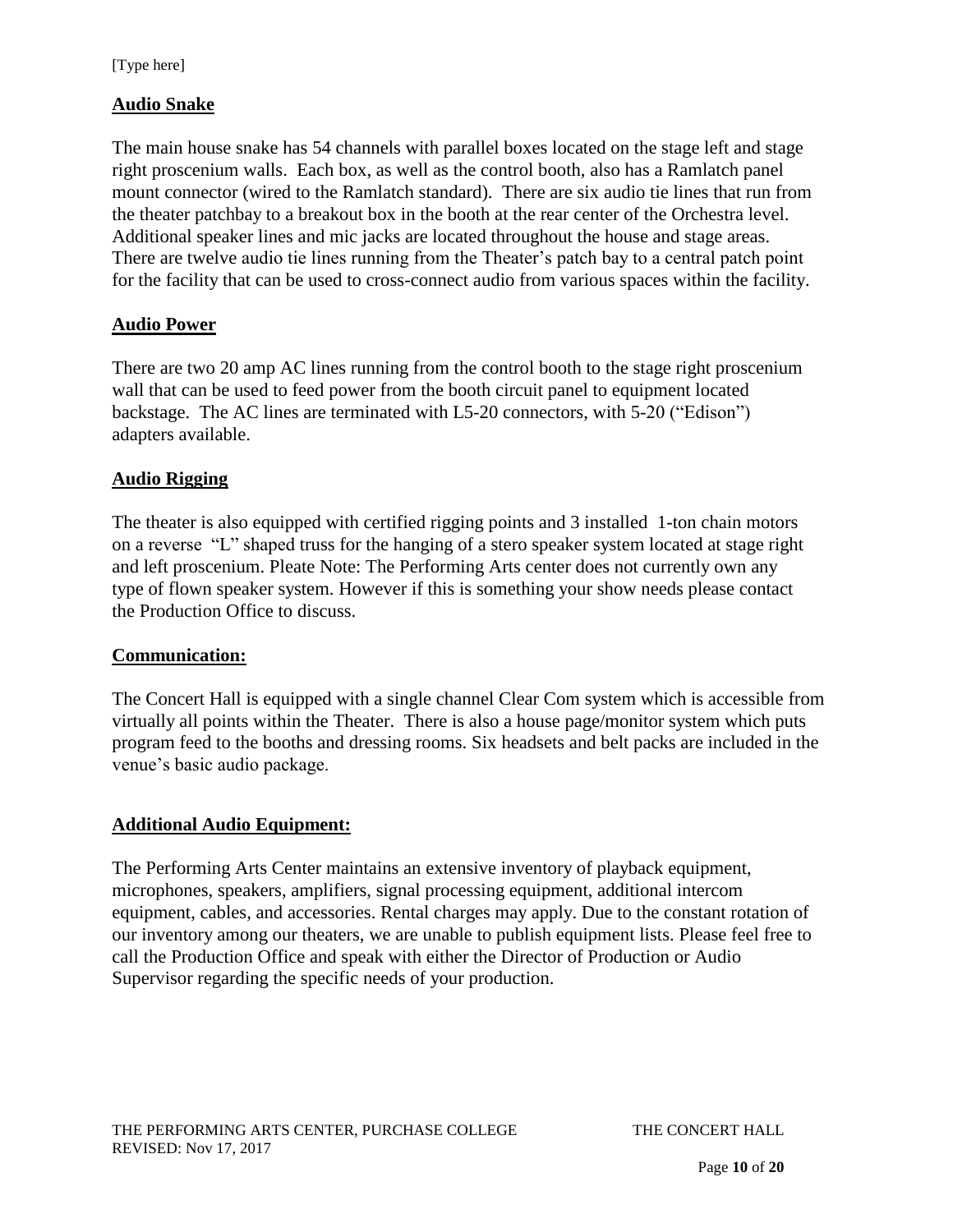## Audio Snake

The main house snake has 54 channels with parallel boxes located on the stage left and stage right proscenium walls. Each box, as well as the control booth, also has a Ramlatch panel mount connector (wired to the Ramlatch standard). There are six audio tie lines that run from the theater patchbay to a breakout box in the booth at the rear center of the Orchestra level. Additional speaker lines and mic jacks are located throughout the house and stage areas. There are twelve audio tie lines running from the Theater's patch bay to a central patch point for the facility that can be used to cross-connect audio from various spaces within the facility.

## Audio Power

There are two 20 amp AC lines running from the control booth to the stage right proscenium wall that can be used to feed power from the booth circuit panel to equipment located backstage. The AC lines are terminated with L5-20 connectors, with 5-20 ("Edison") adapters available.

## Audio Rigging

The theater is also equipped with certified rigging points and 3 installed 1-ton chain motors on a reverse "L" shaped truss for the hanging of a stero speaker system located at stage right and left proscenium. Pleate Note: The Performing Arts center does not currently own any type of flown speaker system. However if this is something your show needs please contact the Production Office to discuss.

## Communication:

The Concert Hall is equipped with a single channel Clear Com system which is accessible from virtually all points within the Theater. There is also a house page/monitor system which puts program feed to the booths and dressing rooms. Six headsets and belt packs are included in the venue's basic audio package.

## Additional Audio Equipment:

The Performing Arts Center maintains an extensive inventory of playback equipment, microphones, speakers, amplifiers, signal processing equipment, additional intercom equipment, cables, and accessories. Rental charges may apply. Due to the constant rotation of our inventory among our theaters, we are unable to publish equipment lists. Please feel free to call the Production Office and speak with either the Director of Production or Audio Supervisor regarding the specific needs of your production.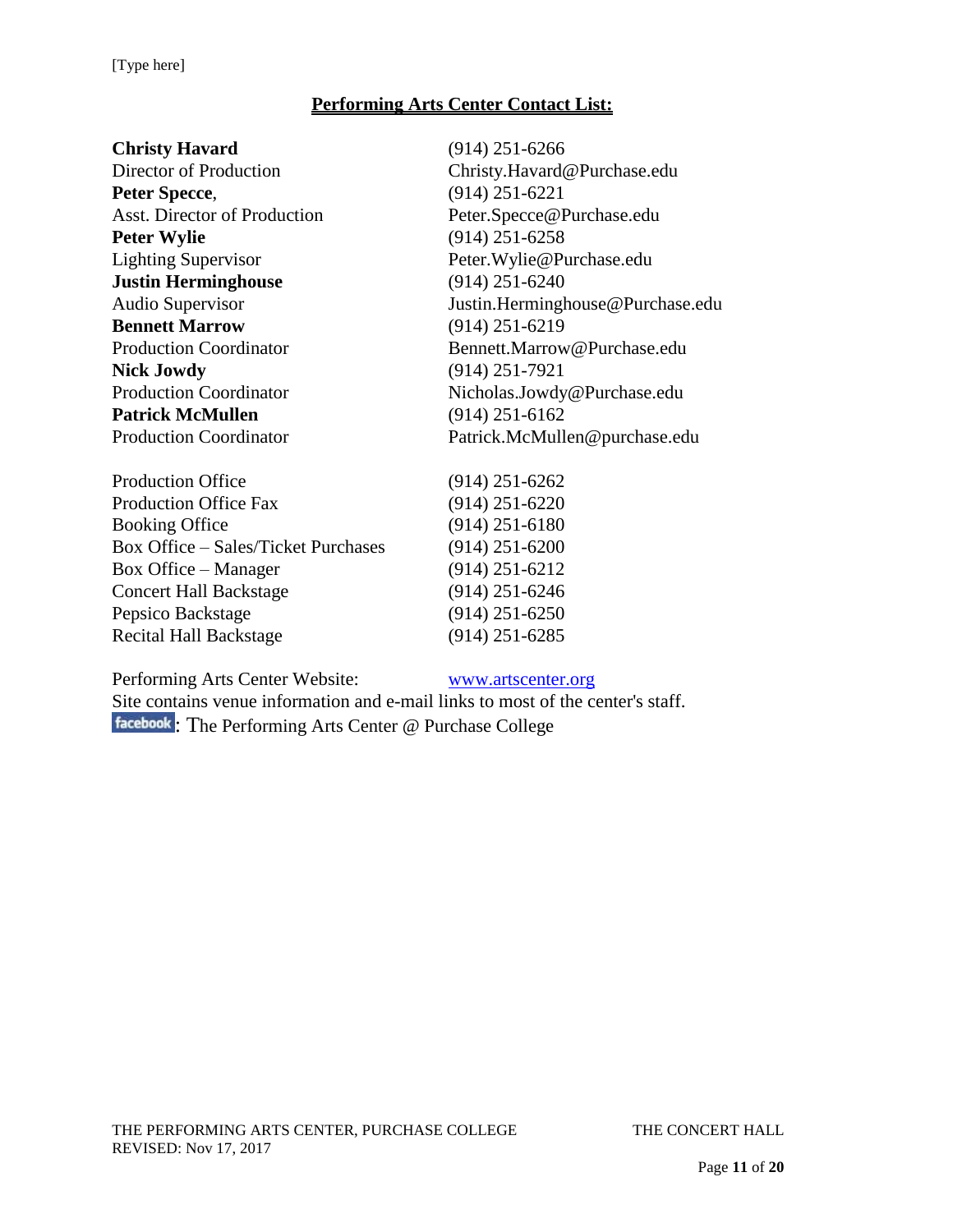## Performing Arts Center Contact List:

| | |
|---|---|
| **Christy Havard** | (914) 251-6266 |
| Director of Production | Christy.Havard@Purchase.edu |
| **Peter Specce**, | (914) 251-6221 |
| Asst. Director of Production | Peter.Specce@Purchase.edu |
| **Peter Wylie** | (914) 251-6258 |
| Lighting Supervisor | Peter.Wylie@Purchase.edu |
| **Justin Herminghouse** | (914) 251-6240 |
| Audio Supervisor | Justin.Herminghouse@Purchase.edu |
| **Bennett Marrow** | (914) 251-6219 |
| Production Coordinator | Bennett.Marrow@Purchase.edu |
| **Nick Jowdy** | (914) 251-7921 |
| Production Coordinator | Nicholas.Jowdy@Purchase.edu |
| **Patrick McMullen** | (914) 251-6162 |
| Production Coordinator | Patrick.McMullen@purchase.edu |

| | |
|---|---|
| Production Office | (914) 251-6262 |
| Production Office Fax | (914) 251-6220 |
| Booking Office | (914) 251-6180 |
| Box Office – Sales/Ticket Purchases | (914) 251-6200 |
| Box Office – Manager | (914) 251-6212 |
| Concert Hall Backstage | (914) 251-6246 |
| Pepsico Backstage | (914) 251-6250 |
| Recital Hall Backstage | (914) 251-6285 |

Performing Arts Center Website: [www.artscenter.org](http://www.artscenter.org)

Site contains venue information and e-mail links to most of the center's staff.

facebook: The Performing Arts Center @ Purchase College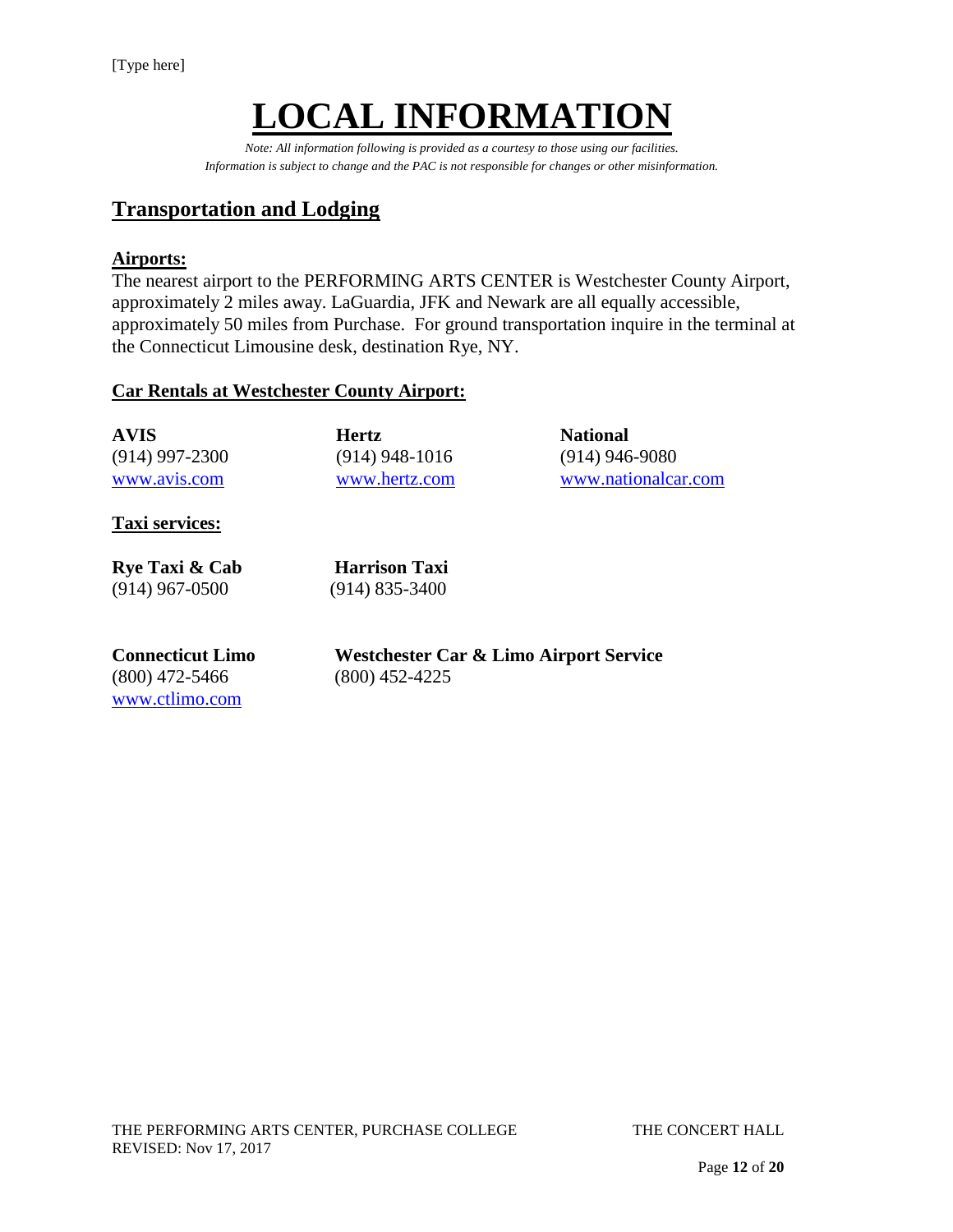# LOCAL INFORMATION

*Note: All information following is provided as a courtesy to those using our facilities.*
*Information is subject to change and the PAC is not responsible for changes or other misinformation.*

## Transportation and Lodging

### Airports:

The nearest airport to the PERFORMING ARTS CENTER is Westchester County Airport, approximately 2 miles away. LaGuardia, JFK and Newark are all equally accessible, approximately 50 miles from Purchase. For ground transportation inquire in the terminal at the Connecticut Limousine desk, destination Rye, NY.

### Car Rentals at Westchester County Airport:

| AVIS | Hertz | National |
|---|---|---|
| (914) 997-2300 | (914) 948-1016 | (914) 946-9080 |
| www.avis.com | www.hertz.com | www.nationalcar.com |

### Taxi services:

| Rye Taxi & Cab | Harrison Taxi |
|---|---|
| (914) 967-0500 | (914) 835-3400 |

| Connecticut Limo | Westchester Car & Limo Airport Service |
|---|---|
| (800) 472-5466 | (800) 452-4225 |
| www.ctlimo.com | |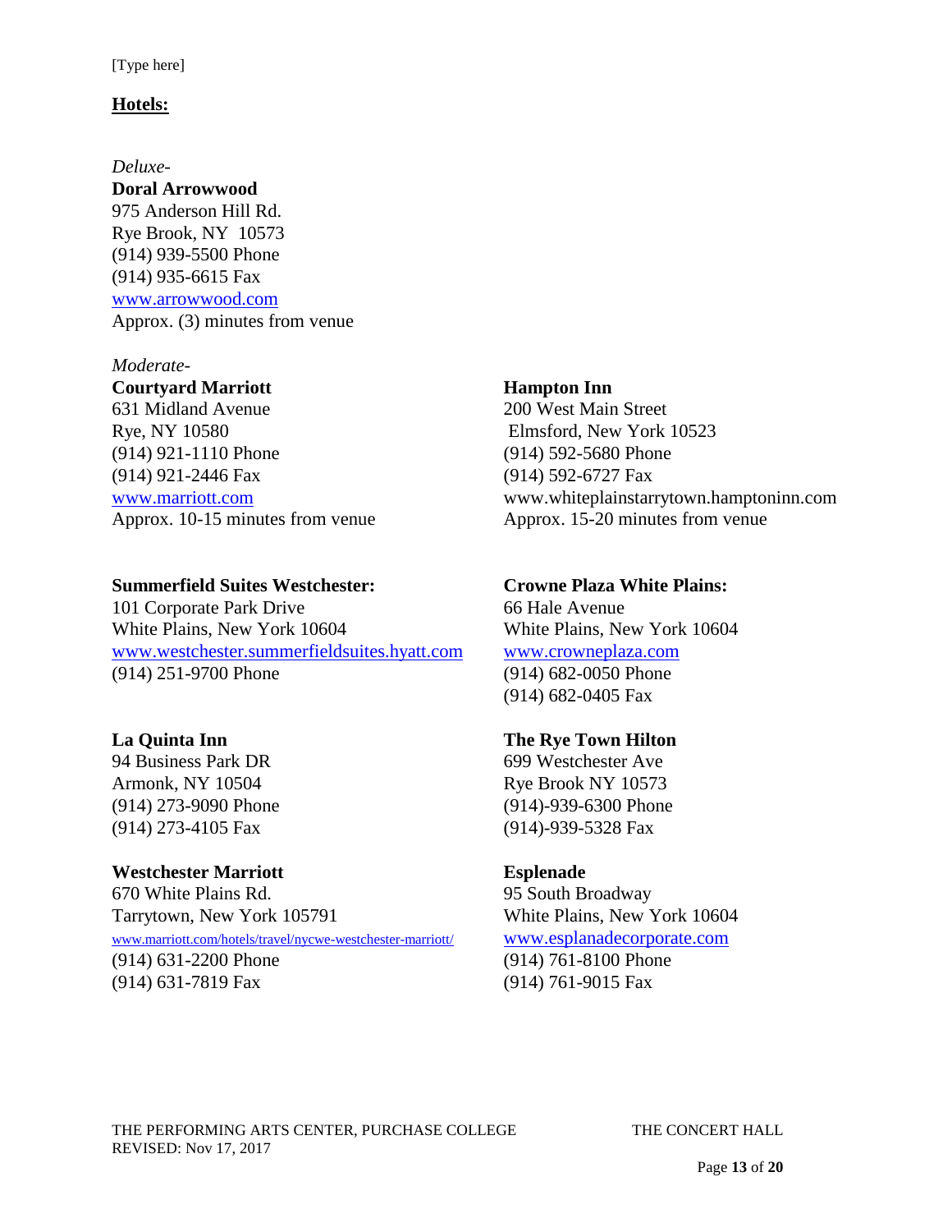## Hotels:

*Deluxe-*

**Doral Arrowwood**
975 Anderson Hill Rd.
Rye Brook, NY 10573
(914) 939-5500 Phone
(914) 935-6615 Fax
www.arrowwood.com
Approx. (3) minutes from venue

*Moderate-*

**Courtyard Marriott**
631 Midland Avenue
Rye, NY 10580
(914) 921-1110 Phone
(914) 921-2446 Fax
www.marriott.com
Approx. 10-15 minutes from venue

**Hampton Inn**
200 West Main Street
Elmsford, New York 10523
(914) 592-5680 Phone
(914) 592-6727 Fax
www.whiteplainstarrytown.hamptoninn.com
Approx. 15-20 minutes from venue

**Summerfield Suites Westchester:**
101 Corporate Park Drive
White Plains, New York 10604
www.westchester.summerfieldsuites.hyatt.com
(914) 251-9700 Phone

**Crowne Plaza White Plains:**
66 Hale Avenue
White Plains, New York 10604
www.crowneplaza.com
(914) 682-0050 Phone
(914) 682-0405 Fax

**La Quinta Inn**
94 Business Park DR
Armonk, NY 10504
(914) 273-9090 Phone
(914) 273-4105 Fax

**The Rye Town Hilton**
699 Westchester Ave
Rye Brook NY 10573
(914)-939-6300 Phone
(914)-939-5328 Fax

**Westchester Marriott**
670 White Plains Rd.
Tarrytown, New York 105791
www.marriott.com/hotels/travel/nycwe-westchester-marriott/
(914) 631-2200 Phone
(914) 631-7819 Fax

**Esplenade**
95 South Broadway
White Plains, New York 10604
www.esplanadecorporate.com
(914) 761-8100 Phone
(914) 761-9015 Fax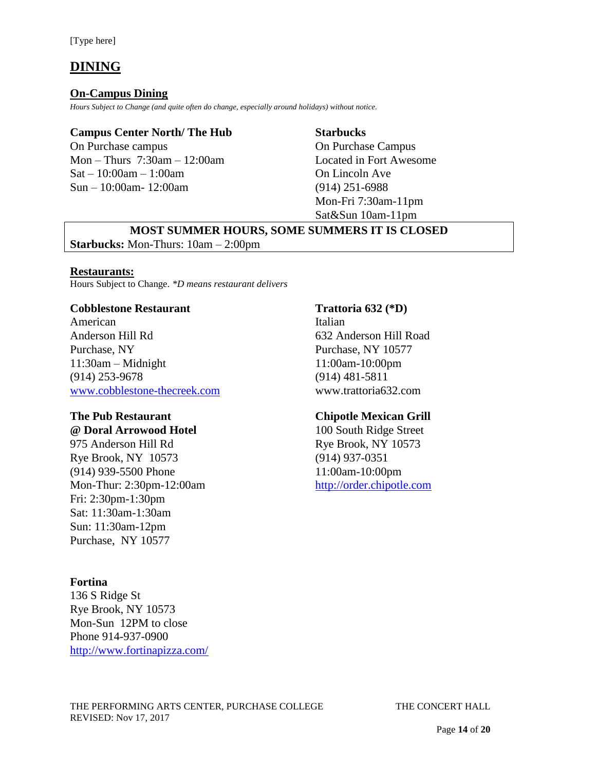[Type here]

## DINING

### On-Campus Dining

*Hours Subject to Change (and quite often do change, especially around holidays) without notice.*

**Campus Center North/ The Hub**
On Purchase campus
Mon – Thurs 7:30am – 12:00am
Sat – 10:00am – 1:00am
Sun – 10:00am- 12:00am

**Starbucks**
On Purchase Campus
Located in Fort Awesome
On Lincoln Ave
(914) 251-6988
Mon-Fri 7:30am-11pm
Sat&Sun 10am-11pm

**MOST SUMMER HOURS, SOME SUMMERS IT IS CLOSED**
**Starbucks:** Mon-Thurs: 10am – 2:00pm

### Restaurants:

Hours Subject to Change. *\*D means restaurant delivers*

**Cobblestone Restaurant**
American
Anderson Hill Rd
Purchase, NY
11:30am – Midnight
(914) 253-9678
www.cobblestone-thecreek.com

**Trattoria 632 (*D)**
Italian
632 Anderson Hill Road
Purchase, NY 10577
11:00am-10:00pm
(914) 481-5811
www.trattoria632.com

**The Pub Restaurant**
**@ Doral Arrowood Hotel**
975 Anderson Hill Rd
Rye Brook, NY 10573
(914) 939-5500 Phone
Mon-Thur: 2:30pm-12:00am
Fri: 2:30pm-1:30pm
Sat: 11:30am-1:30am
Sun: 11:30am-12pm
Purchase, NY 10577

**Chipotle Mexican Grill**
100 South Ridge Street
Rye Brook, NY 10573
(914) 937-0351
11:00am-10:00pm
http://order.chipotle.com

**Fortina**
136 S Ridge St
Rye Brook, NY 10573
Mon-Sun 12PM to close
Phone 914-937-0900
http://www.fortinapizza.com/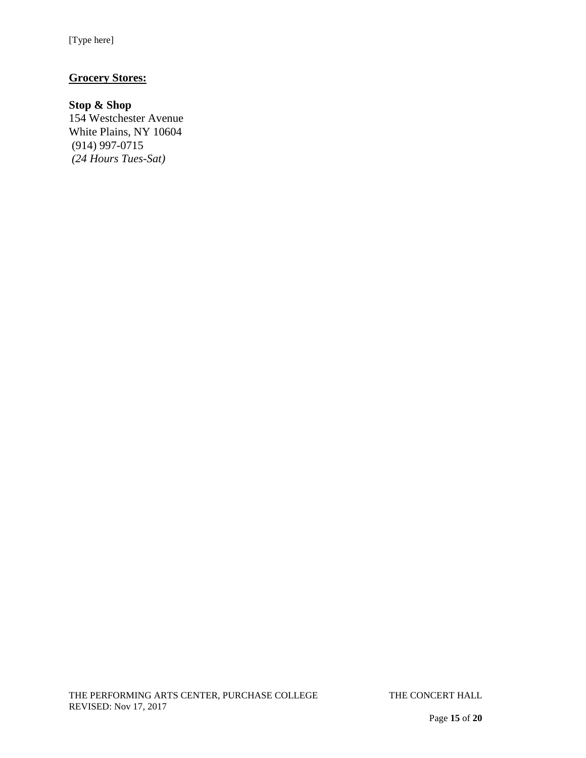**Grocery Stores:**

**Stop & Shop**
154 Westchester Avenue
White Plains, NY 10604
(914) 997-0715
*(24 Hours Tues-Sat)*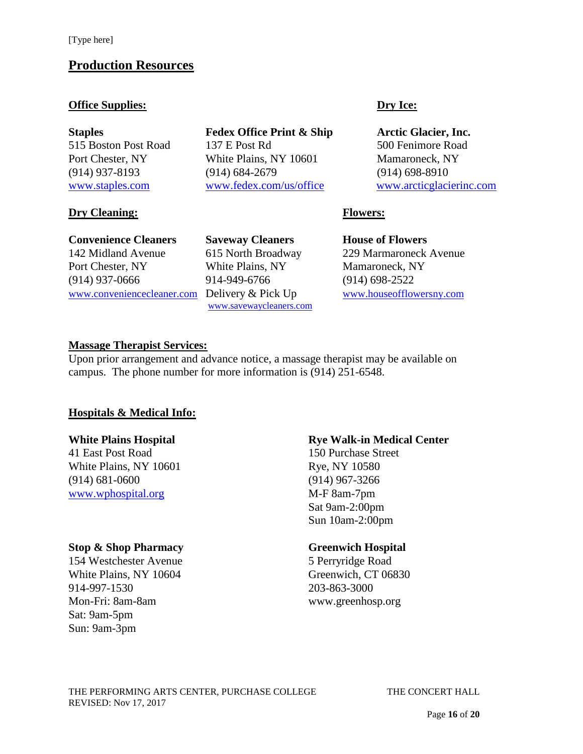## Production Resources

### Office Supplies:

**Staples**
515 Boston Post Road
Port Chester, NY
(914) 937-8193
www.staples.com

**Fedex Office Print & Ship**
137 E Post Rd
White Plains, NY 10601
(914) 684-2679
www.fedex.com/us/office

### Dry Ice:

**Arctic Glacier, Inc.**
500 Fenimore Road
Mamaroneck, NY
(914) 698-8910
www.arcticglacierinc.com

### Dry Cleaning:

**Convenience Cleaners**
142 Midland Avenue
Port Chester, NY
(914) 937-0666
www.conveniencecleaner.com

**Saveway Cleaners**
615 North Broadway
White Plains, NY
914-949-6766
Delivery & Pick Up
www.savewaycleaners.com

### Flowers:

**House of Flowers**
229 Marmaroneck Avenue
Mamaroneck, NY
(914) 698-2522
www.houseofflowersny.com

### Massage Therapist Services:

Upon prior arrangement and advance notice, a massage therapist may be available on campus. The phone number for more information is (914) 251-6548.

### Hospitals & Medical Info:

**White Plains Hospital**
41 East Post Road
White Plains, NY 10601
(914) 681-0600
www.wphospital.org

**Rye Walk-in Medical Center**
150 Purchase Street
Rye, NY 10580
(914) 967-3266
M-F 8am-7pm
Sat 9am-2:00pm
Sun 10am-2:00pm

**Stop & Shop Pharmacy**
154 Westchester Avenue
White Plains, NY 10604
914-997-1530
Mon-Fri: 8am-8am
Sat: 9am-5pm
Sun: 9am-3pm

**Greenwich Hospital**
5 Perryridge Road
Greenwich, CT 06830
203-863-3000
www.greenhosp.org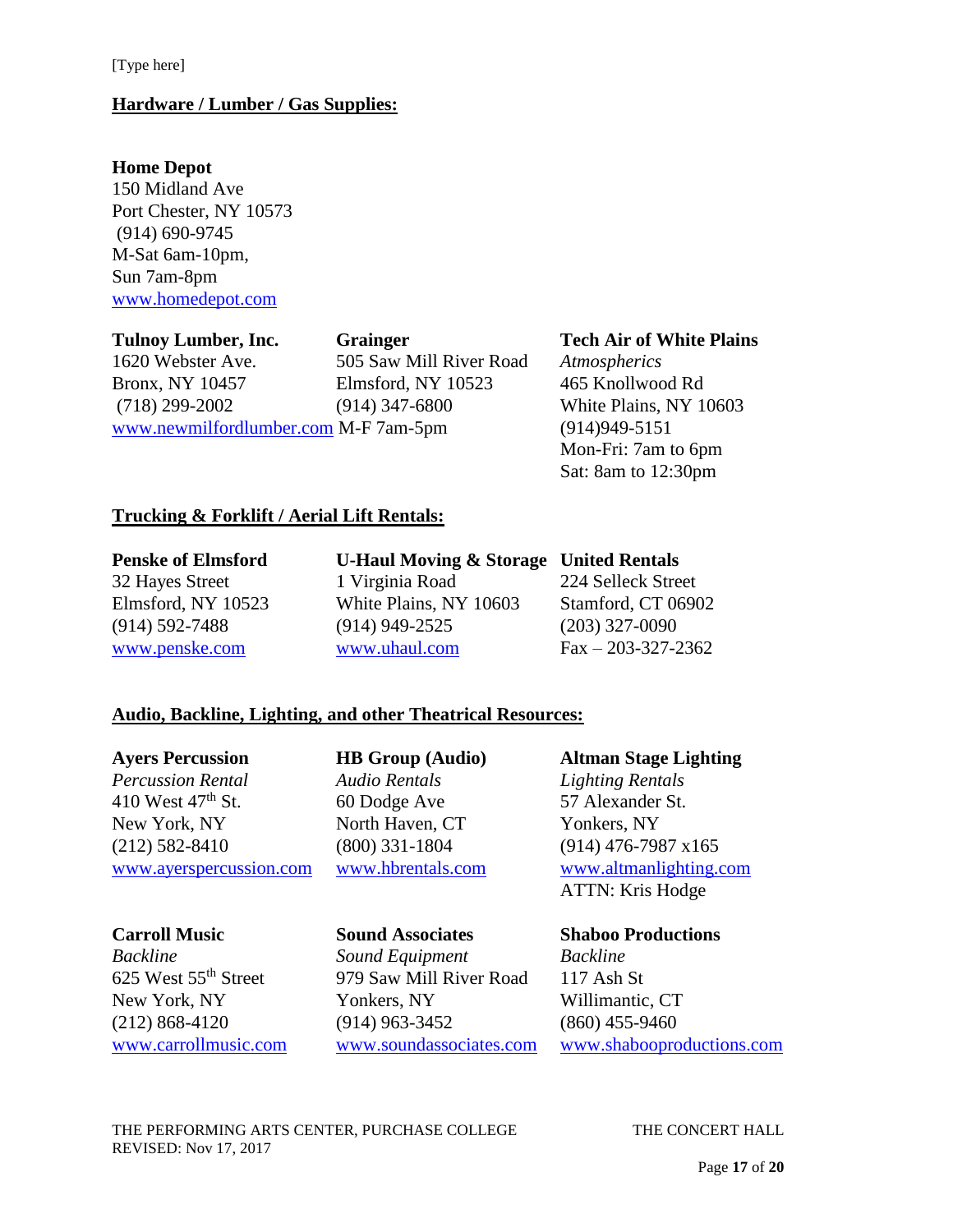## Hardware / Lumber / Gas Supplies:

**Home Depot**
150 Midland Ave
Port Chester, NY 10573
(914) 690-9745
M-Sat 6am-10pm,
Sun 7am-8pm
www.homedepot.com

**Tulnoy Lumber, Inc.**
1620 Webster Ave.
Bronx, NY 10457
(718) 299-2002
www.newmilfordlumber.com

**Grainger**
505 Saw Mill River Road
Elmsford, NY 10523
(914) 347-6800
M-F 7am-5pm

**Tech Air of White Plains**
*Atmospherics*
465 Knollwood Rd
White Plains, NY 10603
(914)949-5151
Mon-Fri: 7am to 6pm
Sat: 8am to 12:30pm

## Trucking & Forklift / Aerial Lift Rentals:

**Penske of Elmsford**
32 Hayes Street
Elmsford, NY 10523
(914) 592-7488
www.penske.com

**U-Haul Moving & Storage**
1 Virginia Road
White Plains, NY 10603
(914) 949-2525
www.uhaul.com

**United Rentals**
224 Selleck Street
Stamford, CT 06902
(203) 327-0090
Fax – 203-327-2362

## Audio, Backline, Lighting, and other Theatrical Resources:

**Ayers Percussion**
*Percussion Rental*
410 West 47th St.
New York, NY
(212) 582-8410
www.ayerspercussion.com

**HB Group (Audio)**
*Audio Rentals*
60 Dodge Ave
North Haven, CT
(800) 331-1804
www.hbrentals.com

**Altman Stage Lighting**
*Lighting Rentals*
57 Alexander St.
Yonkers, NY
(914) 476-7987 x165
www.altmanlighting.com
ATTN: Kris Hodge

**Carroll Music**
*Backline*
625 West 55th Street
New York, NY
(212) 868-4120
www.carrollmusic.com

**Sound Associates**
*Sound Equipment*
979 Saw Mill River Road
Yonkers, NY
(914) 963-3452
www.soundassociates.com

**Shaboo Productions**
*Backline*
117 Ash St
Willimantic, CT
(860) 455-9460
www.shabooproductions.com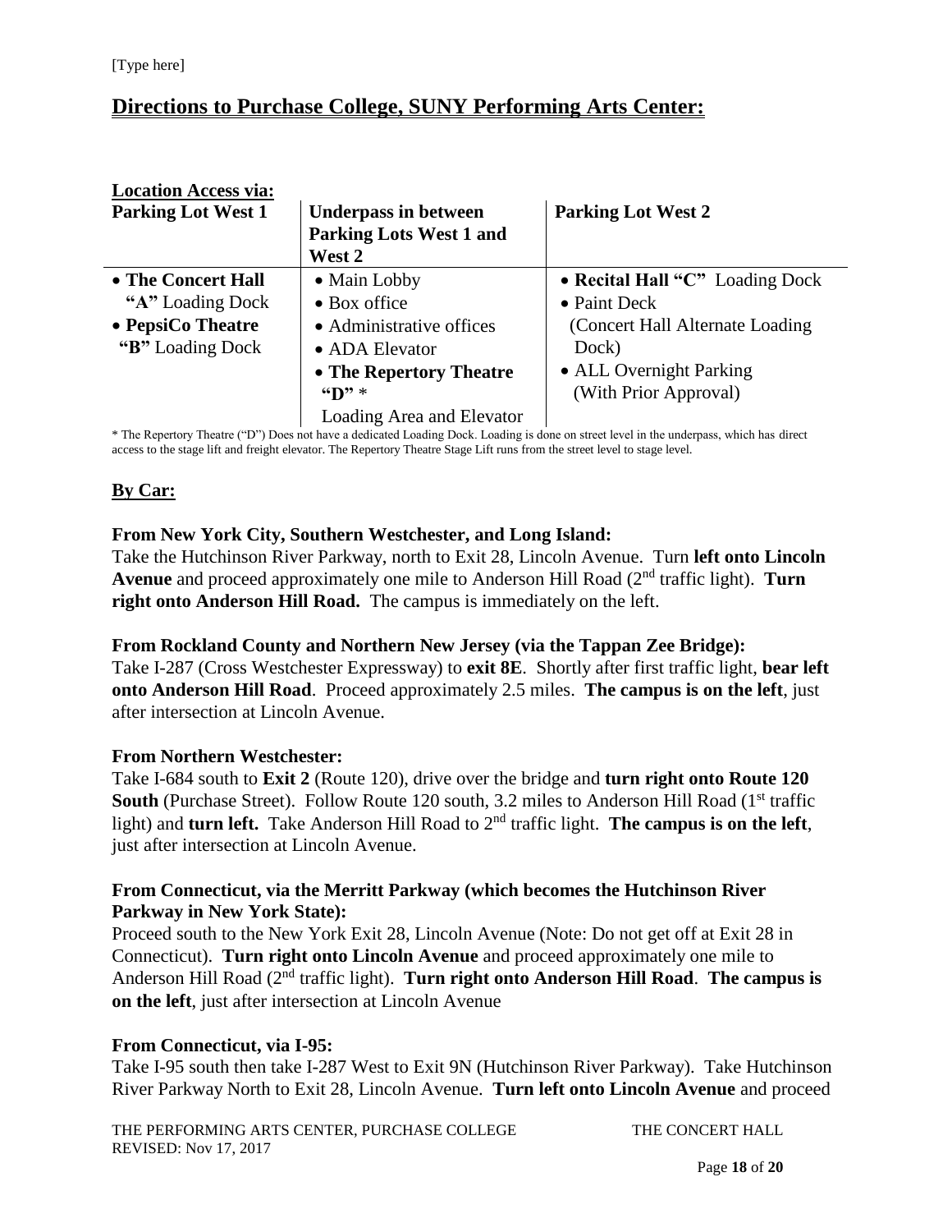## Directions to Purchase College, SUNY Performing Arts Center:

**Location Access via:**

| Parking Lot West 1 | Underpass in between Parking Lots West 1 and West 2 | Parking Lot West 2 |
|---|---|---|
| • **The Concert Hall "A"** Loading Dock<br>• **PepsiCo Theatre "B"** Loading Dock | • Main Lobby<br>• Box office<br>• Administrative offices<br>• ADA Elevator<br>• **The Repertory Theatre "D"** * Loading Area and Elevator | • **Recital Hall "C"** Loading Dock<br>• Paint Deck (Concert Hall Alternate Loading Dock)<br>• ALL Overnight Parking (With Prior Approval) |

* The Repertory Theatre ("D") Does not have a dedicated Loading Dock. Loading is done on street level in the underpass, which has direct access to the stage lift and freight elevator. The Repertory Theatre Stage Lift runs from the street level to stage level.

### By Car:

**From New York City, Southern Westchester, and Long Island:**
Take the Hutchinson River Parkway, north to Exit 28, Lincoln Avenue. Turn **left onto Lincoln Avenue** and proceed approximately one mile to Anderson Hill Road (2nd traffic light). **Turn right onto Anderson Hill Road.** The campus is immediately on the left.

**From Rockland County and Northern New Jersey (via the Tappan Zee Bridge):**
Take I-287 (Cross Westchester Expressway) to **exit 8E**. Shortly after first traffic light, **bear left onto Anderson Hill Road**. Proceed approximately 2.5 miles. **The campus is on the left**, just after intersection at Lincoln Avenue.

**From Northern Westchester:**
Take I-684 south to **Exit 2** (Route 120), drive over the bridge and **turn right onto Route 120 South** (Purchase Street). Follow Route 120 south, 3.2 miles to Anderson Hill Road (1st traffic light) and **turn left.** Take Anderson Hill Road to 2nd traffic light. **The campus is on the left**, just after intersection at Lincoln Avenue.

**From Connecticut, via the Merritt Parkway (which becomes the Hutchinson River Parkway in New York State):**
Proceed south to the New York Exit 28, Lincoln Avenue (Note: Do not get off at Exit 28 in Connecticut). **Turn right onto Lincoln Avenue** and proceed approximately one mile to Anderson Hill Road (2nd traffic light). **Turn right onto Anderson Hill Road**. **The campus is on the left**, just after intersection at Lincoln Avenue

**From Connecticut, via I-95:**
Take I-95 south then take I-287 West to Exit 9N (Hutchinson River Parkway). Take Hutchinson River Parkway North to Exit 28, Lincoln Avenue. **Turn left onto Lincoln Avenue** and proceed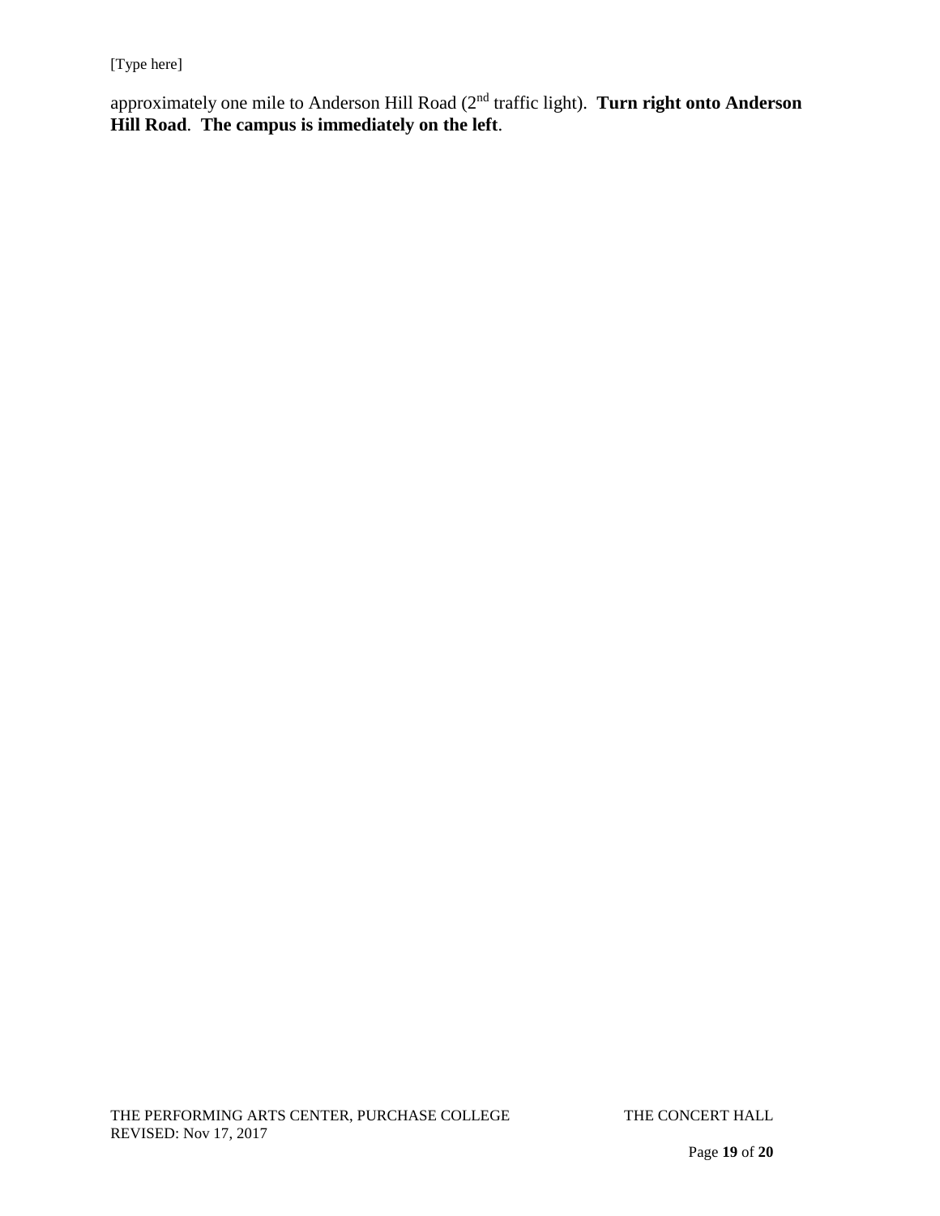approximately one mile to Anderson Hill Road (2nd traffic light). **Turn right onto Anderson Hill Road**. **The campus is immediately on the left**.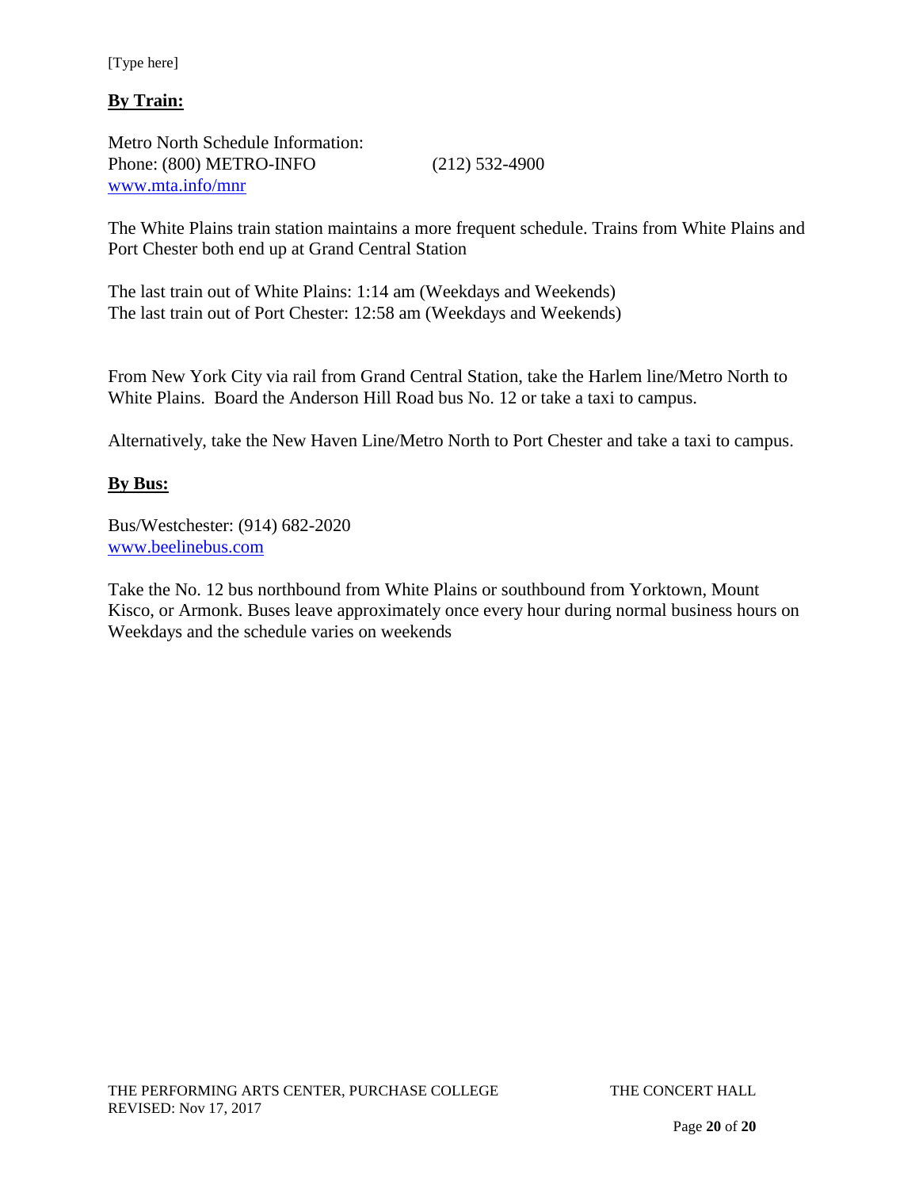**By Train:**

Metro North Schedule Information:
Phone: (800) METRO-INFO (212) 532-4900
www.mta.info/mnr

The White Plains train station maintains a more frequent schedule. Trains from White Plains and Port Chester both end up at Grand Central Station

The last train out of White Plains: 1:14 am (Weekdays and Weekends)
The last train out of Port Chester: 12:58 am (Weekdays and Weekends)

From New York City via rail from Grand Central Station, take the Harlem line/Metro North to White Plains. Board the Anderson Hill Road bus No. 12 or take a taxi to campus.

Alternatively, take the New Haven Line/Metro North to Port Chester and take a taxi to campus.

**By Bus:**

Bus/Westchester: (914) 682-2020
www.beelinebus.com

Take the No. 12 bus northbound from White Plains or southbound from Yorktown, Mount Kisco, or Armonk. Buses leave approximately once every hour during normal business hours on Weekdays and the schedule varies on weekends